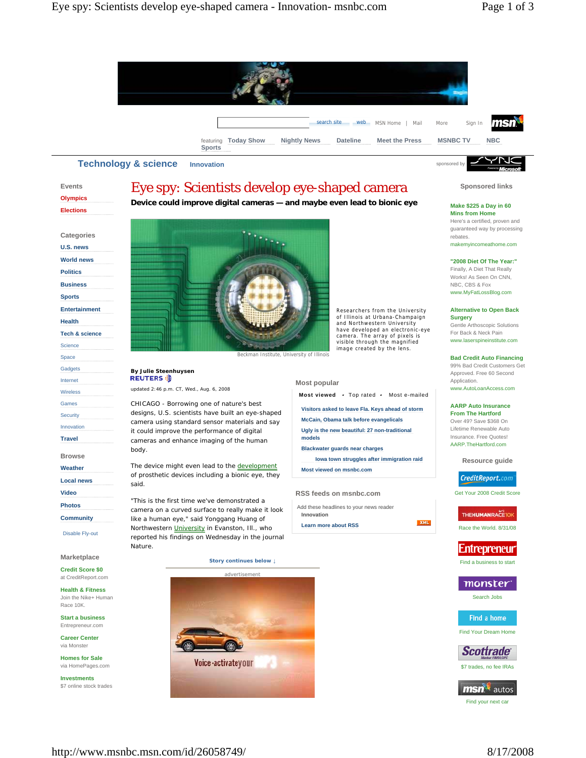Technology & science | Innovation

# Eye spy: Scientists develop eye-shaped camera

**Device could improve digital cameras — and maybe even lead to bionic eye**

Beckman Institute, University of Illinois

Researchers from the University of Illinois at Urbana-Champaign and Northwestern University have developed an electronic-eye camera. The array of pixels is visible through the magnified image created by the lens.

By Julie Steenhuysen
REUTERS

updated 2:46 p.m. CT, Wed., Aug. 6, 2008

CHICAGO - Borrowing one of nature's best designs, U.S. scientists have built an eye-shaped camera using standard sensor materials and say it could improve the performance of digital cameras and enhance imaging of the human body.

The device might even lead to the development of prosthetic devices including a bionic eye, they said.

"This is the first time we've demonstrated a camera on a curved surface to really make it look like a human eye," said Yonggang Huang of Northwestern University in Evanston, Ill., who reported his findings on Wednesday in the journal Nature.

Story continues below ↓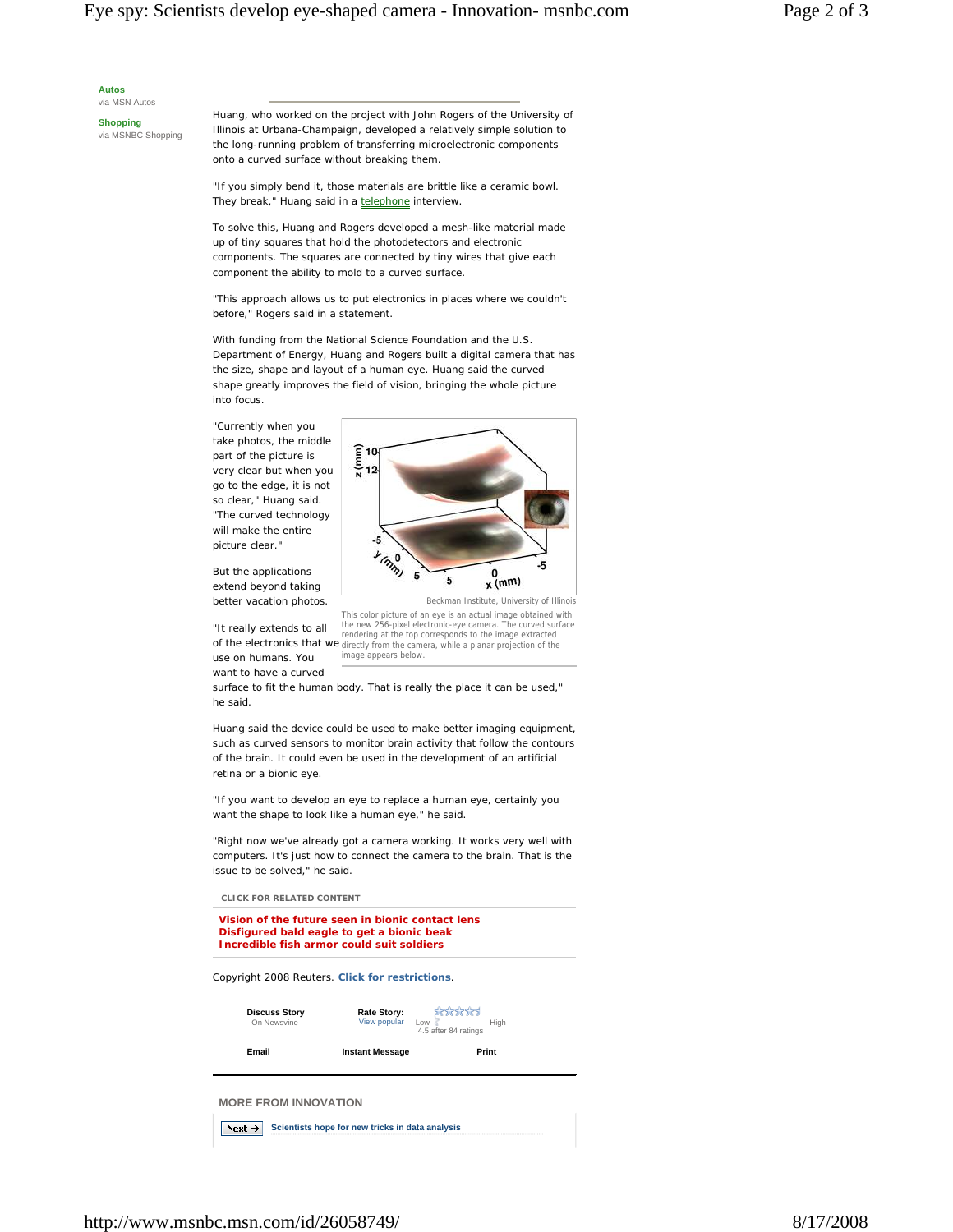Autos
via MSN Autos

Shopping
via MSNBC Shopping

Huang, who worked on the project with John Rogers of the University of Illinois at Urbana-Champaign, developed a relatively simple solution to the long-running problem of transferring microelectronic components onto a curved surface without breaking them.

"If you simply bend it, those materials are brittle like a ceramic bowl. They break," Huang said in a telephone interview.

To solve this, Huang and Rogers developed a mesh-like material made up of tiny squares that hold the photodetectors and electronic components. The squares are connected by tiny wires that give each component the ability to mold to a curved surface.

"This approach allows us to put electronics in places where we couldn't before," Rogers said in a statement.

With funding from the National Science Foundation and the U.S. Department of Energy, Huang and Rogers built a digital camera that has the size, shape and layout of a human eye. Huang said the curved shape greatly improves the field of vision, bringing the whole picture into focus.

"Currently when you take photos, the middle part of the picture is very clear but when you go to the edge, it is not so clear," Huang said. "The curved technology will make the entire picture clear."

But the applications extend beyond taking better vacation photos.

Beckman Institute, University of Illinois

This color picture of an eye is an actual image obtained with the new 256-pixel electronic-eye camera. The curved surface rendering at the top corresponds to the image extracted directly from the camera, while a planar projection of the image appears below.

"It really extends to all of the electronics that we use on humans. You want to have a curved surface to fit the human body. That is really the place it can be used," he said.

Huang said the device could be used to make better imaging equipment, such as curved sensors to monitor brain activity that follow the contours of the brain. It could even be used in the development of an artificial retina or a bionic eye.

"If you want to develop an eye to replace a human eye, certainly you want the shape to look like a human eye," he said.

"Right now we've already got a camera working. It works very well with computers. It's just how to connect the camera to the brain. That is the issue to be solved," he said.

CLICK FOR RELATED CONTENT

**Vision of the future seen in bionic contact lens**
**Disfigured bald eagle to get a bionic beak**
**Incredible fish armor could suit soldiers**

Copyright 2008 Reuters. **Click for restrictions**.

**Discuss Story** On Newsvine | **Rate Story:** View popular Low High 4.5 after 84 ratings

**Email** **Instant Message** **Print**

**MORE FROM INNOVATION**

Next → **Scientists hope for new tricks in data analysis**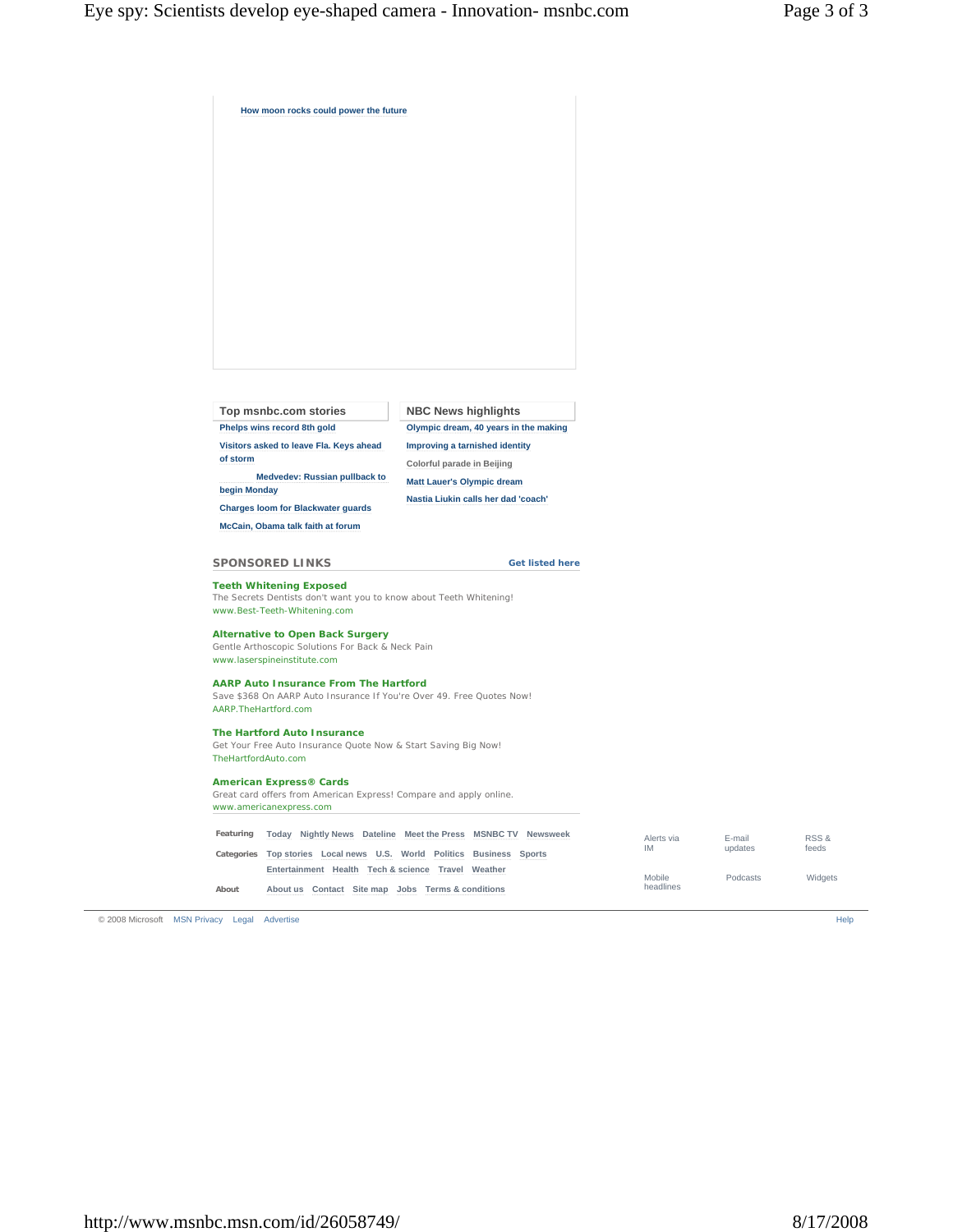How moon rocks could power the future

## Top msnbc.com stories

- Phelps wins record 8th gold
- Visitors asked to leave Fla. Keys ahead of storm
- Medvedev: Russian pullback to begin Monday
- Charges loom for Blackwater guards
- McCain, Obama talk faith at forum

## NBC News highlights

- Olympic dream, 40 years in the making
- Improving a tarnished identity
- Colorful parade in Beijing
- Matt Lauer's Olympic dream
- Nastia Liukin calls her dad 'coach'

## SPONSORED LINKS

Get listed here

**Teeth Whitening Exposed**
The Secrets Dentists don't want you to know about Teeth Whitening!
www.Best-Teeth-Whitening.com

**Alternative to Open Back Surgery**
Gentle Arthoscopic Solutions For Back & Neck Pain
www.laserspineinstitute.com

**AARP Auto Insurance From The Hartford**
Save $368 On AARP Auto Insurance If You're Over 49. Free Quotes Now!
AARP.TheHartford.com

**The Hartford Auto Insurance**
Get Your Free Auto Insurance Quote Now & Start Saving Big Now!
TheHartfordAuto.com

**American Express® Cards**
Great card offers from American Express! Compare and apply online.
www.americanexpress.com

**Featuring** Today Nightly News Dateline Meet the Press MSNBC TV Newsweek

**Categories** Top stories Local news U.S. World Politics Business Sports Entertainment Health Tech & science Travel Weather

**About** About us Contact Site map Jobs Terms & conditions

Alerts via IM E-mail updates RSS & feeds Mobile headlines Podcasts Widgets

© 2008 Microsoft MSN Privacy Legal Advertise Help